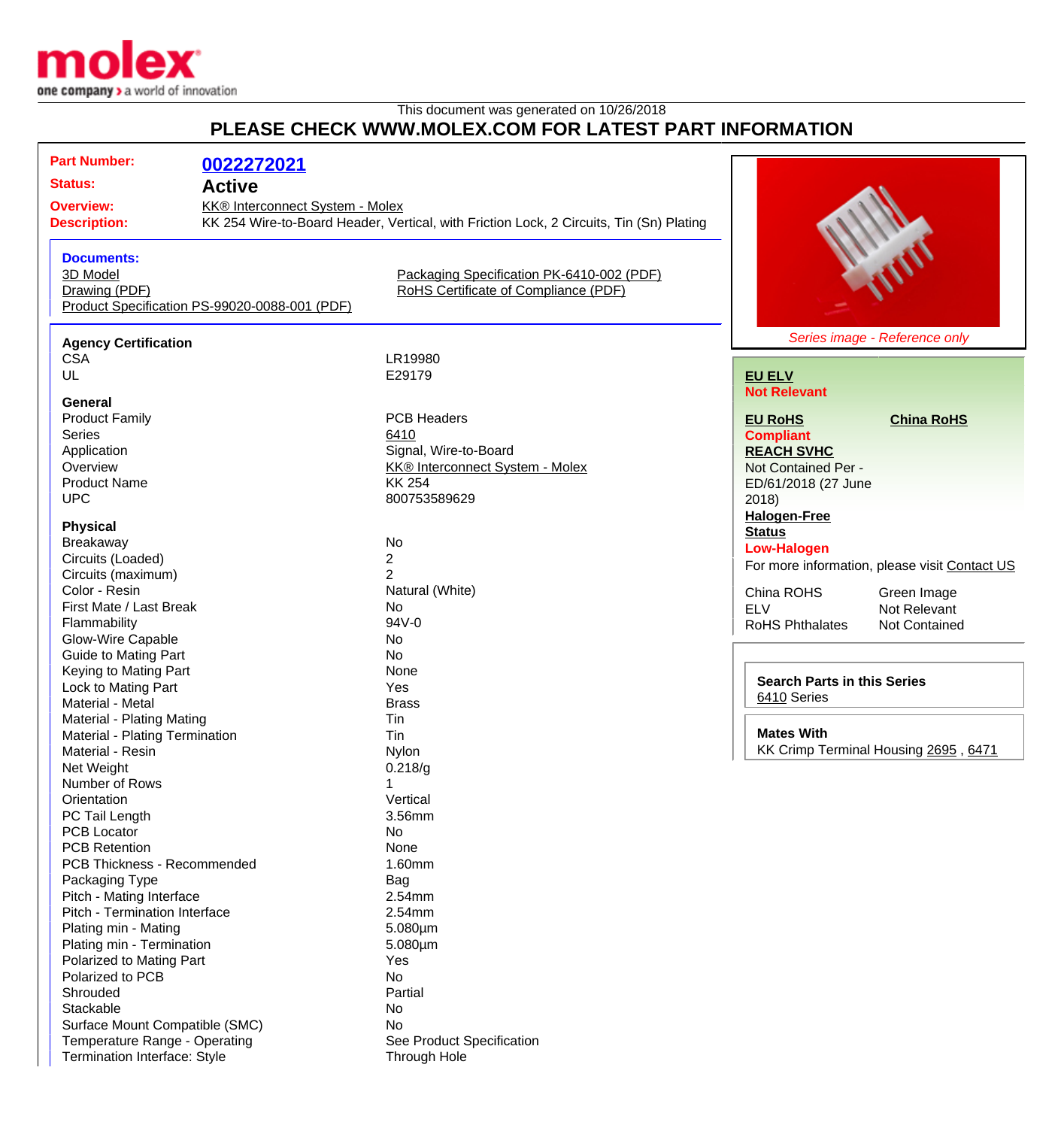molex
one company > a world of innovation

This document was generated on 10/26/2018

# PLEASE CHECK WWW.MOLEX.COM FOR LATEST PART INFORMATION

| | |
|---|---|
| **Part Number:** | **0022272021** |
| **Status:** | **Active** |
| **Overview:** | KK® Interconnect System - Molex |
| **Description:** | KK 254 Wire-to-Board Header, Vertical, with Friction Lock, 2 Circuits, Tin (Sn) Plating |

**Documents:**

- 3D Model
- Drawing (PDF)
- Product Specification PS-99020-0088-001 (PDF)
- Packaging Specification PK-6410-002 (PDF)
- RoHS Certificate of Compliance (PDF)

*Series image - Reference only*

**EU ELV**
Not Relevant

**EU RoHS**
Compliant

**China RoHS**

**REACH SVHC**
Not Contained Per - ED/61/2018 (27 June 2018)

**Halogen-Free Status**
Low-Halogen

For more information, please visit Contact US

| | |
|---|---|
| China ROHS | Green Image |
| ELV | Not Relevant |
| RoHS Phthalates | Not Contained |

**Search Parts in this Series**
6410 Series

**Mates With**
KK Crimp Terminal Housing 2695 , 6471

**Agency Certification**

| | |
|---|---|
| CSA | LR19980 |
| UL | E29179 |

**General**

| | |
|---|---|
| Product Family | PCB Headers |
| Series | 6410 |
| Application | Signal, Wire-to-Board |
| Overview | KK® Interconnect System - Molex |
| Product Name | KK 254 |
| UPC | 800753589629 |

**Physical**

| | |
|---|---|
| Breakaway | No |
| Circuits (Loaded) | 2 |
| Circuits (maximum) | 2 |
| Color - Resin | Natural (White) |
| First Mate / Last Break | No |
| Flammability | 94V-0 |
| Glow-Wire Capable | No |
| Guide to Mating Part | No |
| Keying to Mating Part | None |
| Lock to Mating Part | Yes |
| Material - Metal | Brass |
| Material - Plating Mating | Tin |
| Material - Plating Termination | Tin |
| Material - Resin | Nylon |
| Net Weight | 0.218/g |
| Number of Rows | 1 |
| Orientation | Vertical |
| PC Tail Length | 3.56mm |
| PCB Locator | No |
| PCB Retention | None |
| PCB Thickness - Recommended | 1.60mm |
| Packaging Type | Bag |
| Pitch - Mating Interface | 2.54mm |
| Pitch - Termination Interface | 2.54mm |
| Plating min - Mating | 5.080µm |
| Plating min - Termination | 5.080µm |
| Polarized to Mating Part | Yes |
| Polarized to PCB | No |
| Shrouded | Partial |
| Stackable | No |
| Surface Mount Compatible (SMC) | No |
| Temperature Range - Operating | See Product Specification |
| Termination Interface: Style | Through Hole |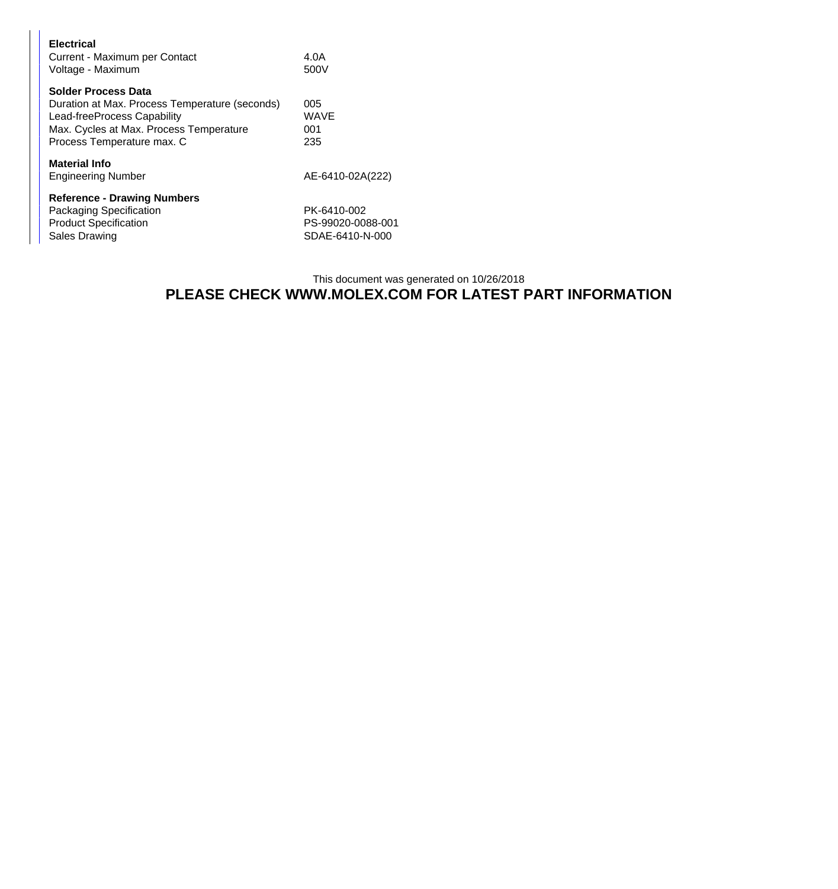**Electrical**

| | |
|---|---|
| Current - Maximum per Contact | 4.0A |
| Voltage - Maximum | 500V |

**Solder Process Data**

| | |
|---|---|
| Duration at Max. Process Temperature (seconds) | 005 |
| Lead-freeProcess Capability | WAVE |
| Max. Cycles at Max. Process Temperature | 001 |
| Process Temperature max. C | 235 |

**Material Info**

| | |
|---|---|
| Engineering Number | AE-6410-02A(222) |

**Reference - Drawing Numbers**

| | |
|---|---|
| Packaging Specification | PK-6410-002 |
| Product Specification | PS-99020-0088-001 |
| Sales Drawing | SDAE-6410-N-000 |

This document was generated on 10/26/2018

**PLEASE CHECK WWW.MOLEX.COM FOR LATEST PART INFORMATION**